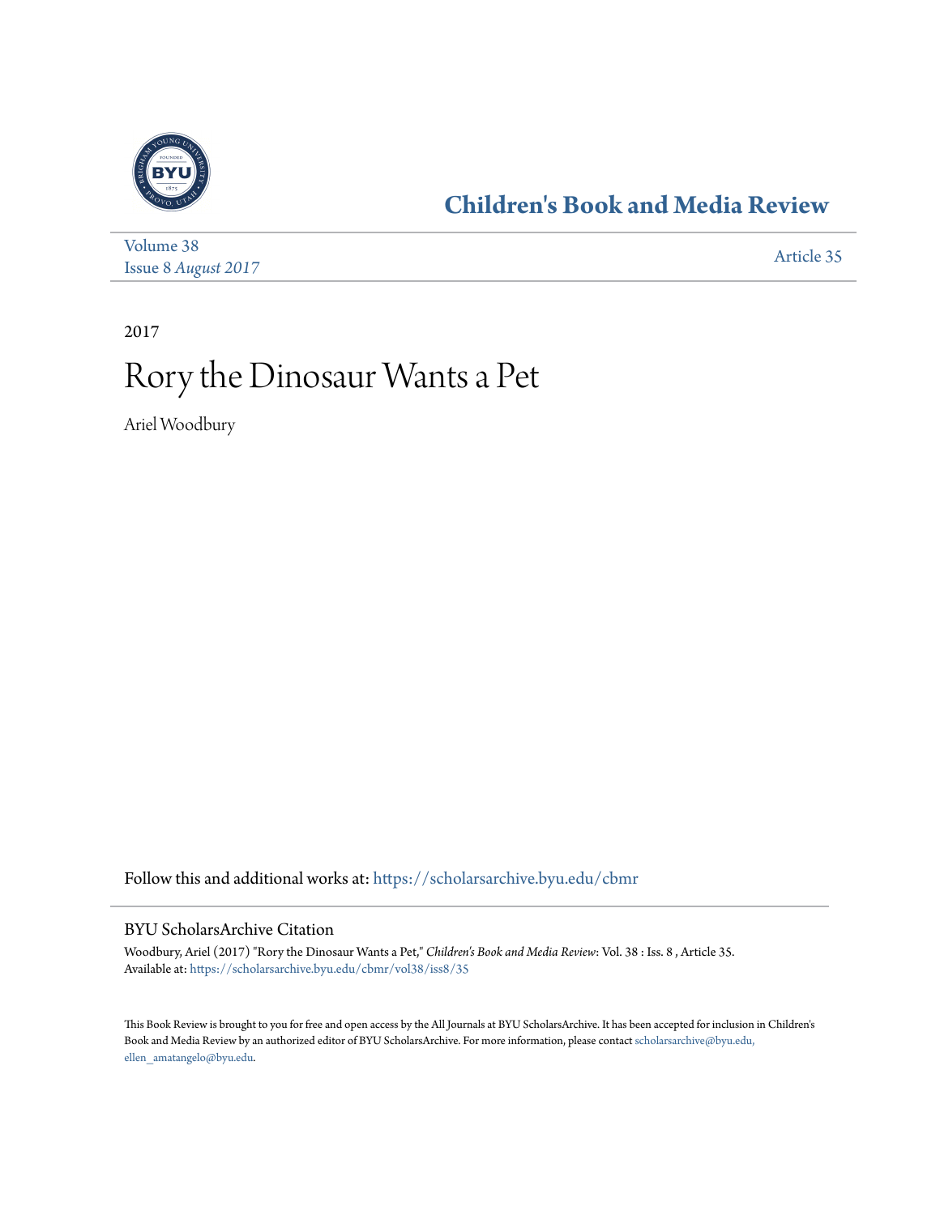# Children's Book and Media Review

Volume 38
Issue 8 *August 2017*

Article 35

2017

# Rory the Dinosaur Wants a Pet

Ariel Woodbury

Follow this and additional works at: https://scholarsarchive.byu.edu/cbmr

## BYU ScholarsArchive Citation

Woodbury, Ariel (2017) "Rory the Dinosaur Wants a Pet," *Children's Book and Media Review*: Vol. 38 : Iss. 8 , Article 35.
Available at: https://scholarsarchive.byu.edu/cbmr/vol38/iss8/35

This Book Review is brought to you for free and open access by the All Journals at BYU ScholarsArchive. It has been accepted for inclusion in Children's Book and Media Review by an authorized editor of BYU ScholarsArchive. For more information, please contact scholarsarchive@byu.edu, ellen_amatangelo@byu.edu.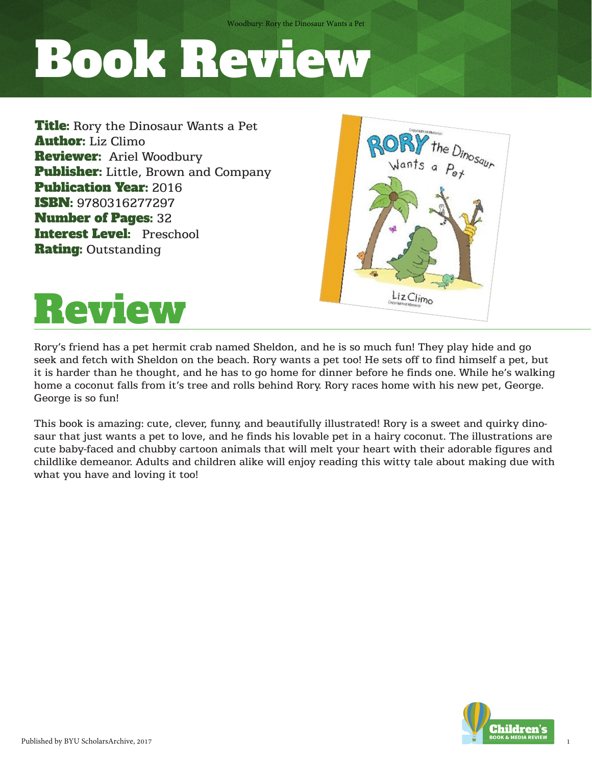# Book Review

**Title:** Rory the Dinosaur Wants a Pet
**Author:** Liz Climo
**Reviewer:** Ariel Woodbury
**Publisher:** Little, Brown and Company
**Publication Year:** 2016
**ISBN:** 9780316277297
**Number of Pages:** 32
**Interest Level:** Preschool
**Rating:** Outstanding

# Review

Rory's friend has a pet hermit crab named Sheldon, and he is so much fun! They play hide and go seek and fetch with Sheldon on the beach. Rory wants a pet too! He sets off to find himself a pet, but it is harder than he thought, and he has to go home for dinner before he finds one. While he's walking home a coconut falls from it's tree and rolls behind Rory. Rory races home with his new pet, George. George is so fun!

This book is amazing: cute, clever, funny, and beautifully illustrated! Rory is a sweet and quirky dinosaur that just wants a pet to love, and he finds his lovable pet in a hairy coconut. The illustrations are cute baby-faced and chubby cartoon animals that will melt your heart with their adorable figures and childlike demeanor. Adults and children alike will enjoy reading this witty tale about making due with what you have and loving it too!